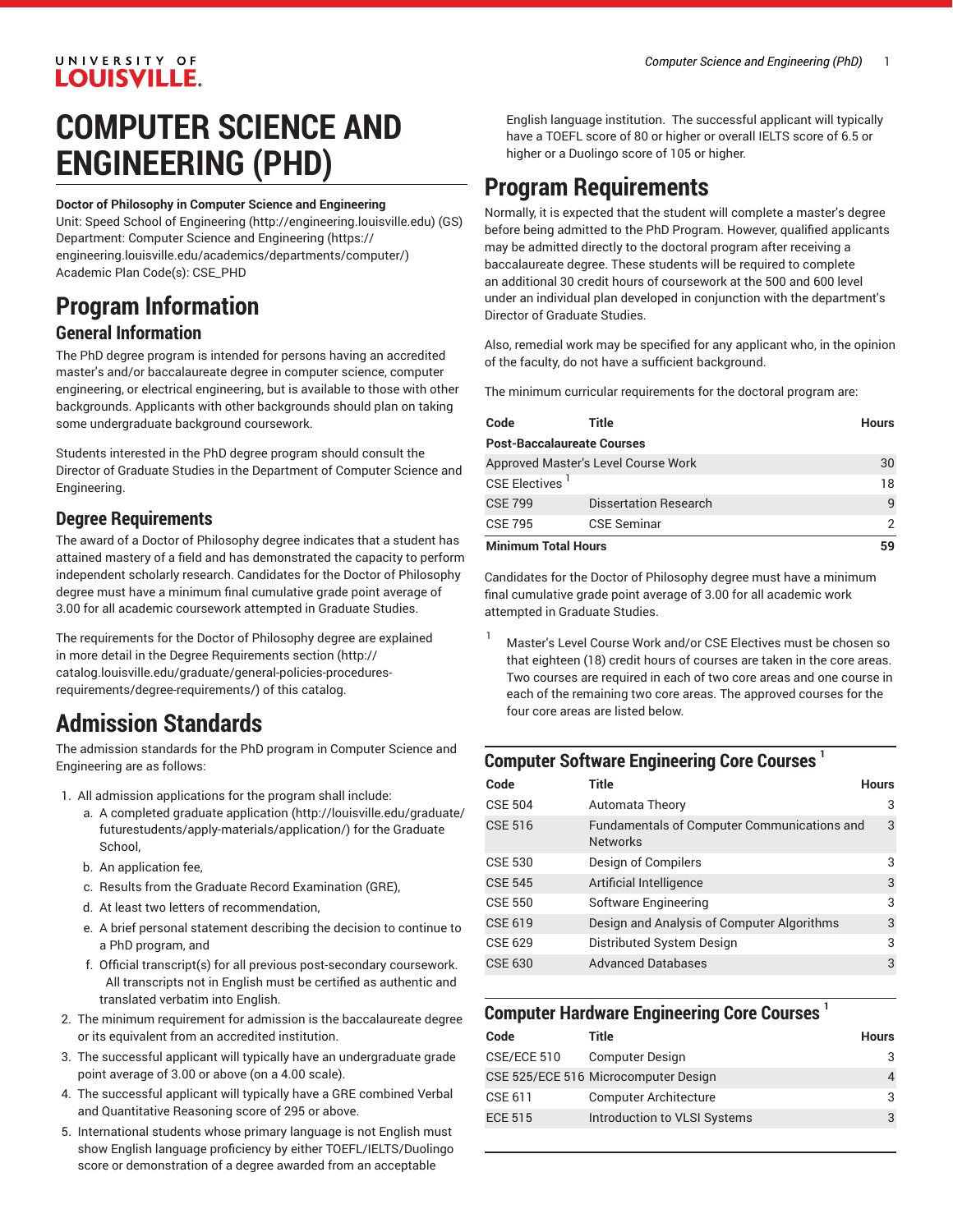# COMPUTER SCIENCE AND ENGINEERING (PHD)

**Doctor of Philosophy in Computer Science and Engineering**
Unit: Speed School of Engineering (http://engineering.louisville.edu) (GS)
Department: Computer Science and Engineering (https://engineering.louisville.edu/academics/departments/computer/)
Academic Plan Code(s): CSE_PHD

# Program Information

## General Information

The PhD degree program is intended for persons having an accredited master's and/or baccalaureate degree in computer science, computer engineering, or electrical engineering, but is available to those with other backgrounds. Applicants with other backgrounds should plan on taking some undergraduate background coursework.

Students interested in the PhD degree program should consult the Director of Graduate Studies in the Department of Computer Science and Engineering.

## Degree Requirements

The award of a Doctor of Philosophy degree indicates that a student has attained mastery of a field and has demonstrated the capacity to perform independent scholarly research. Candidates for the Doctor of Philosophy degree must have a minimum final cumulative grade point average of 3.00 for all academic coursework attempted in Graduate Studies.

The requirements for the Doctor of Philosophy degree are explained in more detail in the Degree Requirements section (http://catalog.louisville.edu/graduate/general-policies-procedures-requirements/degree-requirements/) of this catalog.

# Admission Standards

The admission standards for the PhD program in Computer Science and Engineering are as follows:

1. All admission applications for the program shall include:
   a. A completed graduate application (http://louisville.edu/graduate/futurestudents/apply-materials/application/) for the Graduate School,
   b. An application fee,
   c. Results from the Graduate Record Examination (GRE),
   d. At least two letters of recommendation,
   e. A brief personal statement describing the decision to continue to a PhD program, and
   f. Official transcript(s) for all previous post-secondary coursework. All transcripts not in English must be certified as authentic and translated verbatim into English.
2. The minimum requirement for admission is the baccalaureate degree or its equivalent from an accredited institution.
3. The successful applicant will typically have an undergraduate grade point average of 3.00 or above (on a 4.00 scale).
4. The successful applicant will typically have a GRE combined Verbal and Quantitative Reasoning score of 295 or above.
5. International students whose primary language is not English must show English language proficiency by either TOEFL/IELTS/Duolingo score or demonstration of a degree awarded from an acceptable English language institution. The successful applicant will typically have a TOEFL score of 80 or higher or overall IELTS score of 6.5 or higher or a Duolingo score of 105 or higher.

# Program Requirements

Normally, it is expected that the student will complete a master's degree before being admitted to the PhD Program. However, qualified applicants may be admitted directly to the doctoral program after receiving a baccalaureate degree. These students will be required to complete an additional 30 credit hours of coursework at the 500 and 600 level under an individual plan developed in conjunction with the department's Director of Graduate Studies.

Also, remedial work may be specified for any applicant who, in the opinion of the faculty, do not have a sufficient background.

The minimum curricular requirements for the doctoral program are:

| Code | Title | Hours |
|---|---|---|
| **Post-Baccalaureate Courses** | | |
| Approved Master's Level Course Work | | 30 |
| CSE Electives [1] | | 18 |
| CSE 799 | Dissertation Research | 9 |
| CSE 795 | CSE Seminar | 2 |
| **Minimum Total Hours** | | **59** |

Candidates for the Doctor of Philosophy degree must have a minimum final cumulative grade point average of 3.00 for all academic work attempted in Graduate Studies.

[1] Master's Level Course Work and/or CSE Electives must be chosen so that eighteen (18) credit hours of courses are taken in the core areas. Two courses are required in each of two core areas and one course in each of the remaining two core areas. The approved courses for the four core areas are listed below.

## Computer Software Engineering Core Courses [1]

| Code | Title | Hours |
|---|---|---|
| CSE 504 | Automata Theory | 3 |
| CSE 516 | Fundamentals of Computer Communications and Networks | 3 |
| CSE 530 | Design of Compilers | 3 |
| CSE 545 | Artificial Intelligence | 3 |
| CSE 550 | Software Engineering | 3 |
| CSE 619 | Design and Analysis of Computer Algorithms | 3 |
| CSE 629 | Distributed System Design | 3 |
| CSE 630 | Advanced Databases | 3 |

## Computer Hardware Engineering Core Courses [1]

| Code | Title | Hours |
|---|---|---|
| CSE/ECE 510 | Computer Design | 3 |
| CSE 525/ECE 516 | Microcomputer Design | 4 |
| CSE 611 | Computer Architecture | 3 |
| ECE 515 | Introduction to VLSI Systems | 3 |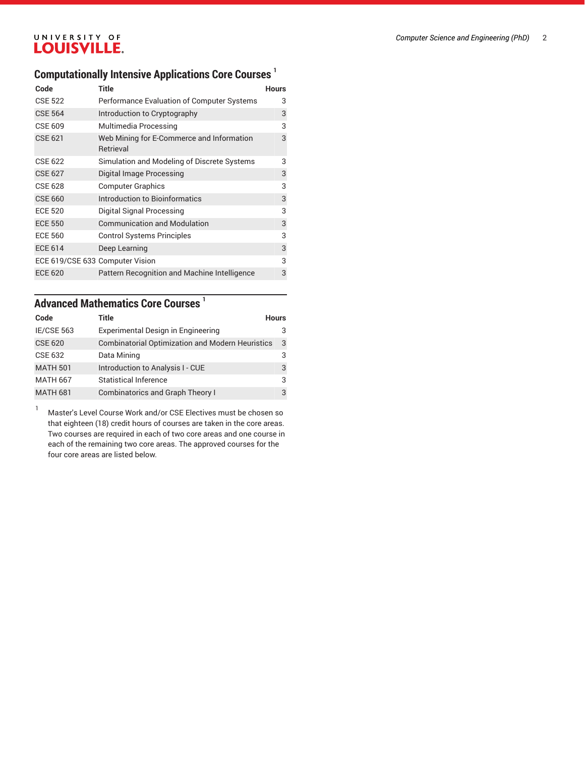## Computationally Intensive Applications Core Courses [1]

| Code | Title | Hours |
|---|---|---|
| CSE 522 | Performance Evaluation of Computer Systems | 3 |
| CSE 564 | Introduction to Cryptography | 3 |
| CSE 609 | Multimedia Processing | 3 |
| CSE 621 | Web Mining for E-Commerce and Information Retrieval | 3 |
| CSE 622 | Simulation and Modeling of Discrete Systems | 3 |
| CSE 627 | Digital Image Processing | 3 |
| CSE 628 | Computer Graphics | 3 |
| CSE 660 | Introduction to Bioinformatics | 3 |
| ECE 520 | Digital Signal Processing | 3 |
| ECE 550 | Communication and Modulation | 3 |
| ECE 560 | Control Systems Principles | 3 |
| ECE 614 | Deep Learning | 3 |
| ECE 619/CSE 633 | Computer Vision | 3 |
| ECE 620 | Pattern Recognition and Machine Intelligence | 3 |

## Advanced Mathematics Core Courses [1]

| Code | Title | Hours |
|---|---|---|
| IE/CSE 563 | Experimental Design in Engineering | 3 |
| CSE 620 | Combinatorial Optimization and Modern Heuristics | 3 |
| CSE 632 | Data Mining | 3 |
| MATH 501 | Introduction to Analysis I - CUE | 3 |
| MATH 667 | Statistical Inference | 3 |
| MATH 681 | Combinatorics and Graph Theory I | 3 |

[1] Master's Level Course Work and/or CSE Electives must be chosen so that eighteen (18) credit hours of courses are taken in the core areas. Two courses are required in each of two core areas and one course in each of the remaining two core areas. The approved courses for the four core areas are listed below.